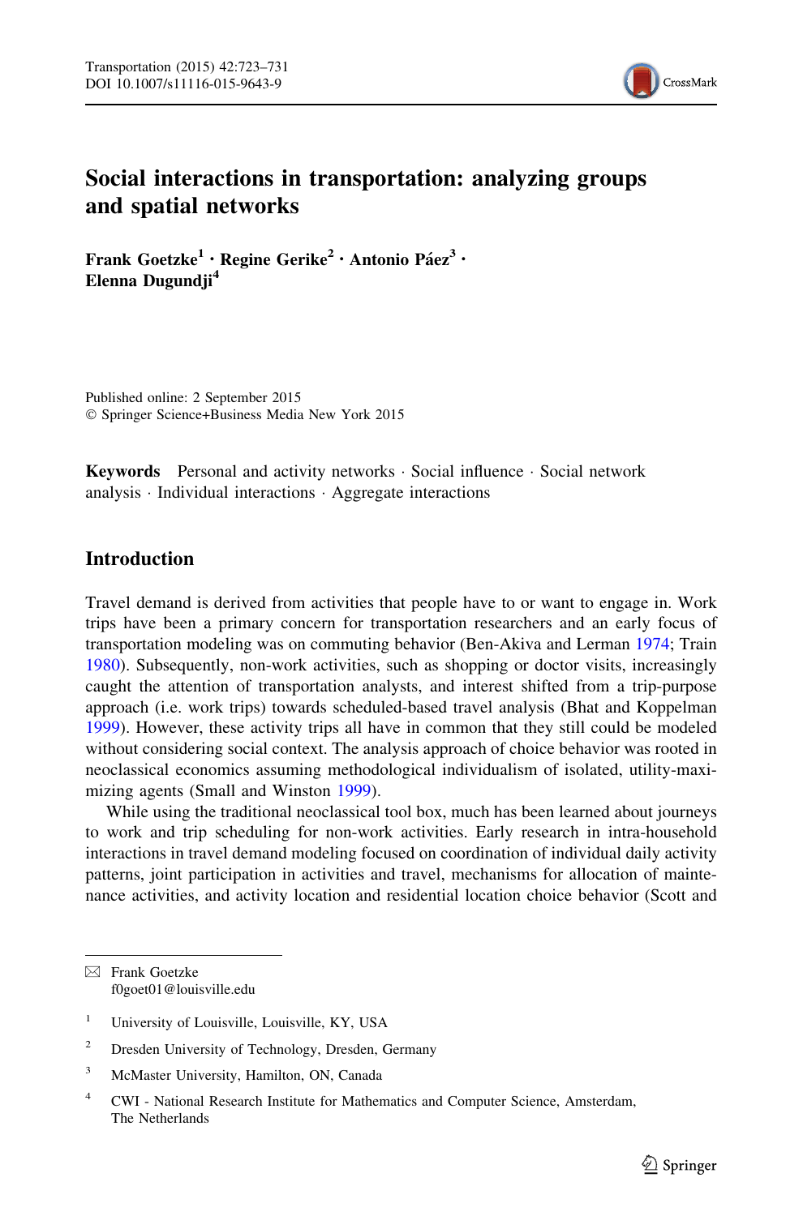# Social interactions in transportation: analyzing groups and spatial networks

**Frank Goetzke**[1] **· Regine Gerike**[2] **· Antonio Páez**[3] **· Elenna Dugundji**[4]

Published online: 2 September 2015
© Springer Science+Business Media New York 2015

**Keywords** Personal and activity networks · Social influence · Social network analysis · Individual interactions · Aggregate interactions

## Introduction

Travel demand is derived from activities that people have to or want to engage in. Work trips have been a primary concern for transportation researchers and an early focus of transportation modeling was on commuting behavior (Ben-Akiva and Lerman 1974; Train 1980). Subsequently, non-work activities, such as shopping or doctor visits, increasingly caught the attention of transportation analysts, and interest shifted from a trip-purpose approach (i.e. work trips) towards scheduled-based travel analysis (Bhat and Koppelman 1999). However, these activity trips all have in common that they still could be modeled without considering social context. The analysis approach of choice behavior was rooted in neoclassical economics assuming methodological individualism of isolated, utility-maximizing agents (Small and Winston 1999).

While using the traditional neoclassical tool box, much has been learned about journeys to work and trip scheduling for non-work activities. Early research in intra-household interactions in travel demand modeling focused on coordination of individual daily activity patterns, joint participation in activities and travel, mechanisms for allocation of maintenance activities, and activity location and residential location choice behavior (Scott and

---

✉ Frank Goetzke
f0goet01@louisville.edu

[1] University of Louisville, Louisville, KY, USA

[2] Dresden University of Technology, Dresden, Germany

[3] McMaster University, Hamilton, ON, Canada

[4] CWI - National Research Institute for Mathematics and Computer Science, Amsterdam, The Netherlands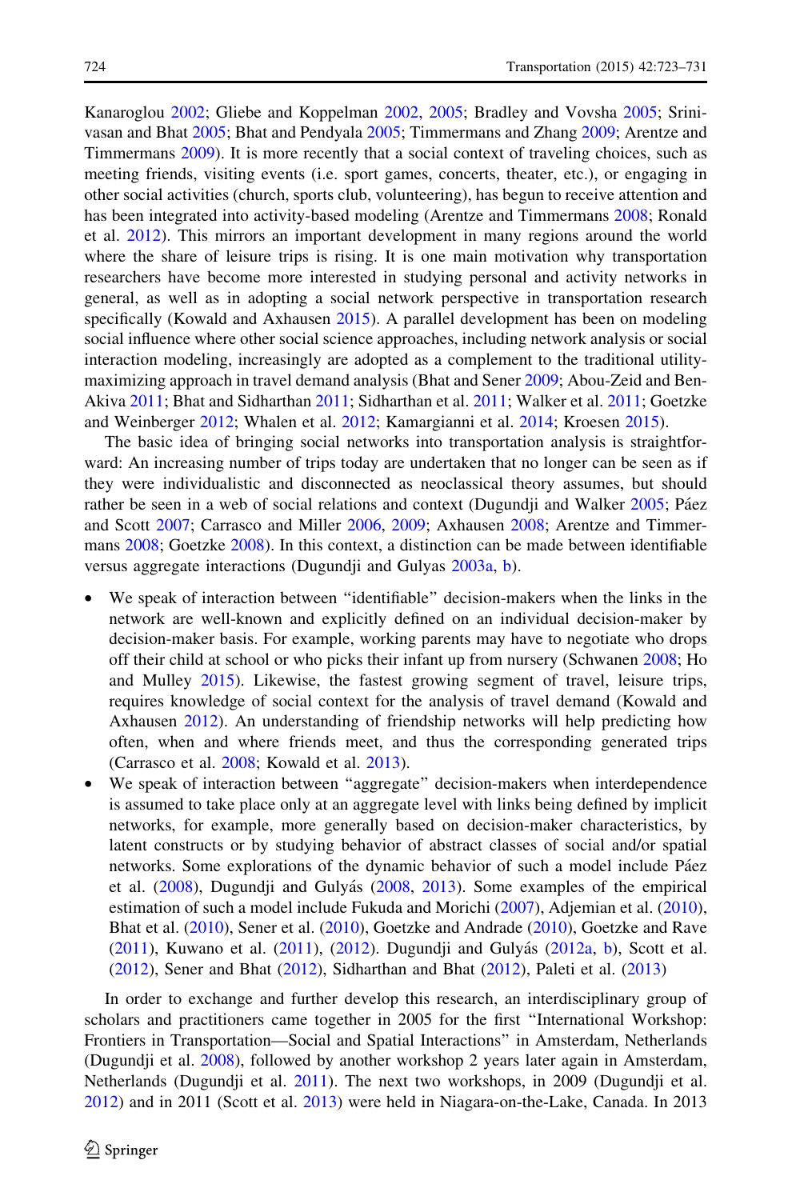Kanaroglou 2002; Gliebe and Koppelman 2002, 2005; Bradley and Vovsha 2005; Srinivasan and Bhat 2005; Bhat and Pendyala 2005; Timmermans and Zhang 2009; Arentze and Timmermans 2009). It is more recently that a social context of traveling choices, such as meeting friends, visiting events (i.e. sport games, concerts, theater, etc.), or engaging in other social activities (church, sports club, volunteering), has begun to receive attention and has been integrated into activity-based modeling (Arentze and Timmermans 2008; Ronald et al. 2012). This mirrors an important development in many regions around the world where the share of leisure trips is rising. It is one main motivation why transportation researchers have become more interested in studying personal and activity networks in general, as well as in adopting a social network perspective in transportation research specifically (Kowald and Axhausen 2015). A parallel development has been on modeling social influence where other social science approaches, including network analysis or social interaction modeling, increasingly are adopted as a complement to the traditional utility-maximizing approach in travel demand analysis (Bhat and Sener 2009; Abou-Zeid and Ben-Akiva 2011; Bhat and Sidharthan 2011; Sidharthan et al. 2011; Walker et al. 2011; Goetzke and Weinberger 2012; Whalen et al. 2012; Kamargianni et al. 2014; Kroesen 2015).

The basic idea of bringing social networks into transportation analysis is straightforward: An increasing number of trips today are undertaken that no longer can be seen as if they were individualistic and disconnected as neoclassical theory assumes, but should rather be seen in a web of social relations and context (Dugundji and Walker 2005; Páez and Scott 2007; Carrasco and Miller 2006, 2009; Axhausen 2008; Arentze and Timmermans 2008; Goetzke 2008). In this context, a distinction can be made between identifiable versus aggregate interactions (Dugundji and Gulyas 2003a, b).

- We speak of interaction between "identifiable" decision-makers when the links in the network are well-known and explicitly defined on an individual decision-maker by decision-maker basis. For example, working parents may have to negotiate who drops off their child at school or who picks their infant up from nursery (Schwanen 2008; Ho and Mulley 2015). Likewise, the fastest growing segment of travel, leisure trips, requires knowledge of social context for the analysis of travel demand (Kowald and Axhausen 2012). An understanding of friendship networks will help predicting how often, when and where friends meet, and thus the corresponding generated trips (Carrasco et al. 2008; Kowald et al. 2013).
- We speak of interaction between "aggregate" decision-makers when interdependence is assumed to take place only at an aggregate level with links being defined by implicit networks, for example, more generally based on decision-maker characteristics, by latent constructs or by studying behavior of abstract classes of social and/or spatial networks. Some explorations of the dynamic behavior of such a model include Páez et al. (2008), Dugundji and Gulyás (2008, 2013). Some examples of the empirical estimation of such a model include Fukuda and Morichi (2007), Adjemian et al. (2010), Bhat et al. (2010), Sener et al. (2010), Goetzke and Andrade (2010), Goetzke and Rave (2011), Kuwano et al. (2011), (2012). Dugundji and Gulyás (2012a, b), Scott et al. (2012), Sener and Bhat (2012), Sidharthan and Bhat (2012), Paleti et al. (2013)

In order to exchange and further develop this research, an interdisciplinary group of scholars and practitioners came together in 2005 for the first "International Workshop: Frontiers in Transportation—Social and Spatial Interactions" in Amsterdam, Netherlands (Dugundji et al. 2008), followed by another workshop 2 years later again in Amsterdam, Netherlands (Dugundji et al. 2011). The next two workshops, in 2009 (Dugundji et al. 2012) and in 2011 (Scott et al. 2013) were held in Niagara-on-the-Lake, Canada. In 2013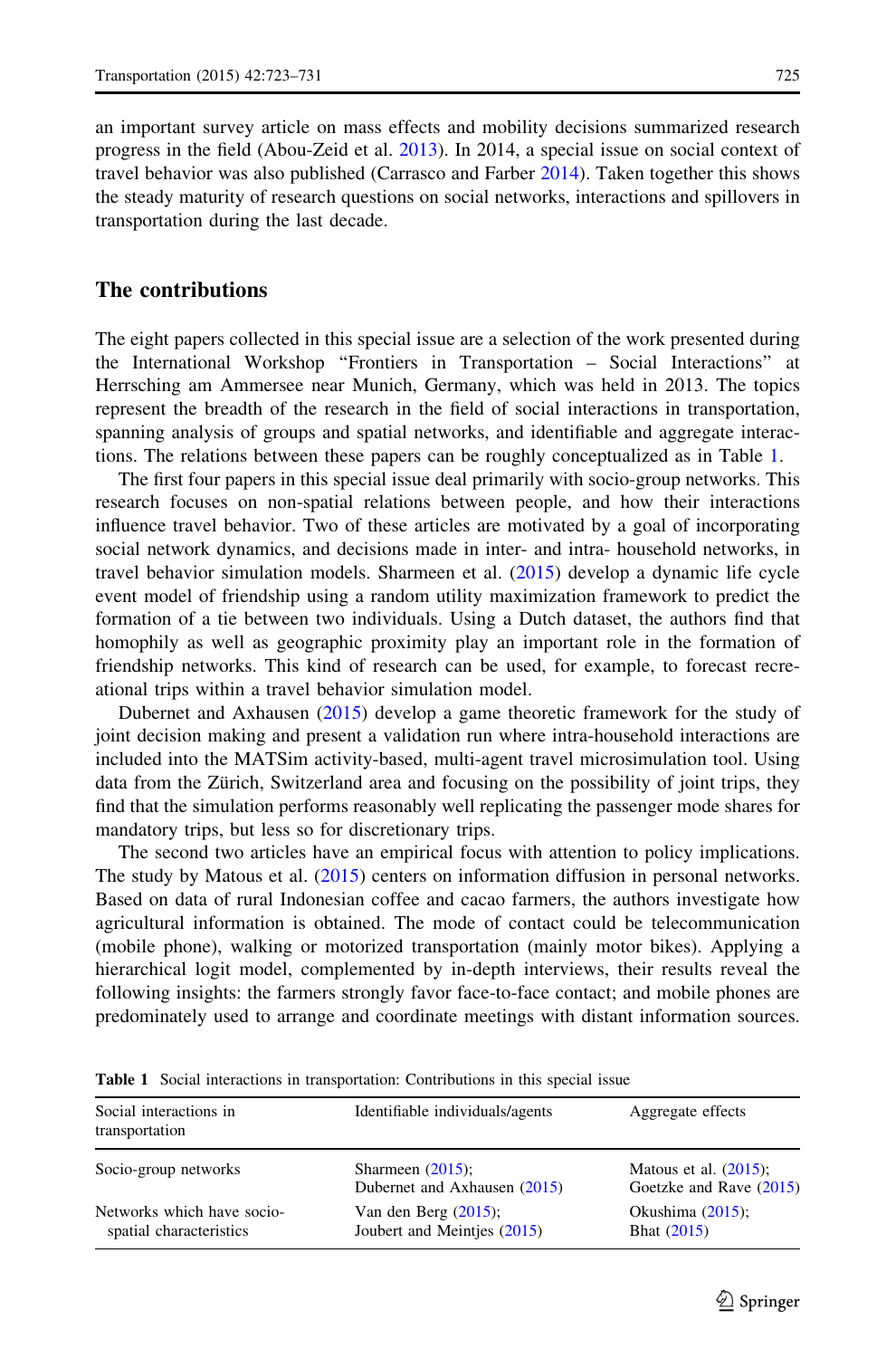an important survey article on mass effects and mobility decisions summarized research progress in the field (Abou-Zeid et al. 2013). In 2014, a special issue on social context of travel behavior was also published (Carrasco and Farber 2014). Taken together this shows the steady maturity of research questions on social networks, interactions and spillovers in transportation during the last decade.

## The contributions

The eight papers collected in this special issue are a selection of the work presented during the International Workshop "Frontiers in Transportation – Social Interactions" at Herrsching am Ammersee near Munich, Germany, which was held in 2013. The topics represent the breadth of the research in the field of social interactions in transportation, spanning analysis of groups and spatial networks, and identifiable and aggregate interactions. The relations between these papers can be roughly conceptualized as in Table 1.

The first four papers in this special issue deal primarily with socio-group networks. This research focuses on non-spatial relations between people, and how their interactions influence travel behavior. Two of these articles are motivated by a goal of incorporating social network dynamics, and decisions made in inter- and intra- household networks, in travel behavior simulation models. Sharmeen et al. (2015) develop a dynamic life cycle event model of friendship using a random utility maximization framework to predict the formation of a tie between two individuals. Using a Dutch dataset, the authors find that homophily as well as geographic proximity play an important role in the formation of friendship networks. This kind of research can be used, for example, to forecast recreational trips within a travel behavior simulation model.

Dubernet and Axhausen (2015) develop a game theoretic framework for the study of joint decision making and present a validation run where intra-household interactions are included into the MATSim activity-based, multi-agent travel microsimulation tool. Using data from the Zürich, Switzerland area and focusing on the possibility of joint trips, they find that the simulation performs reasonably well replicating the passenger mode shares for mandatory trips, but less so for discretionary trips.

The second two articles have an empirical focus with attention to policy implications. The study by Matous et al. (2015) centers on information diffusion in personal networks. Based on data of rural Indonesian coffee and cacao farmers, the authors investigate how agricultural information is obtained. The mode of contact could be telecommunication (mobile phone), walking or motorized transportation (mainly motor bikes). Applying a hierarchical logit model, complemented by in-depth interviews, their results reveal the following insights: the farmers strongly favor face-to-face contact; and mobile phones are predominately used to arrange and coordinate meetings with distant information sources.

**Table 1** Social interactions in transportation: Contributions in this special issue

| Social interactions in transportation | Identifiable individuals/agents | Aggregate effects |
|---|---|---|
| Socio-group networks | Sharmeen (2015); Dubernet and Axhausen (2015) | Matous et al. (2015); Goetzke and Rave (2015) |
| Networks which have socio-spatial characteristics | Van den Berg (2015); Joubert and Meintjes (2015) | Okushima (2015); Bhat (2015) |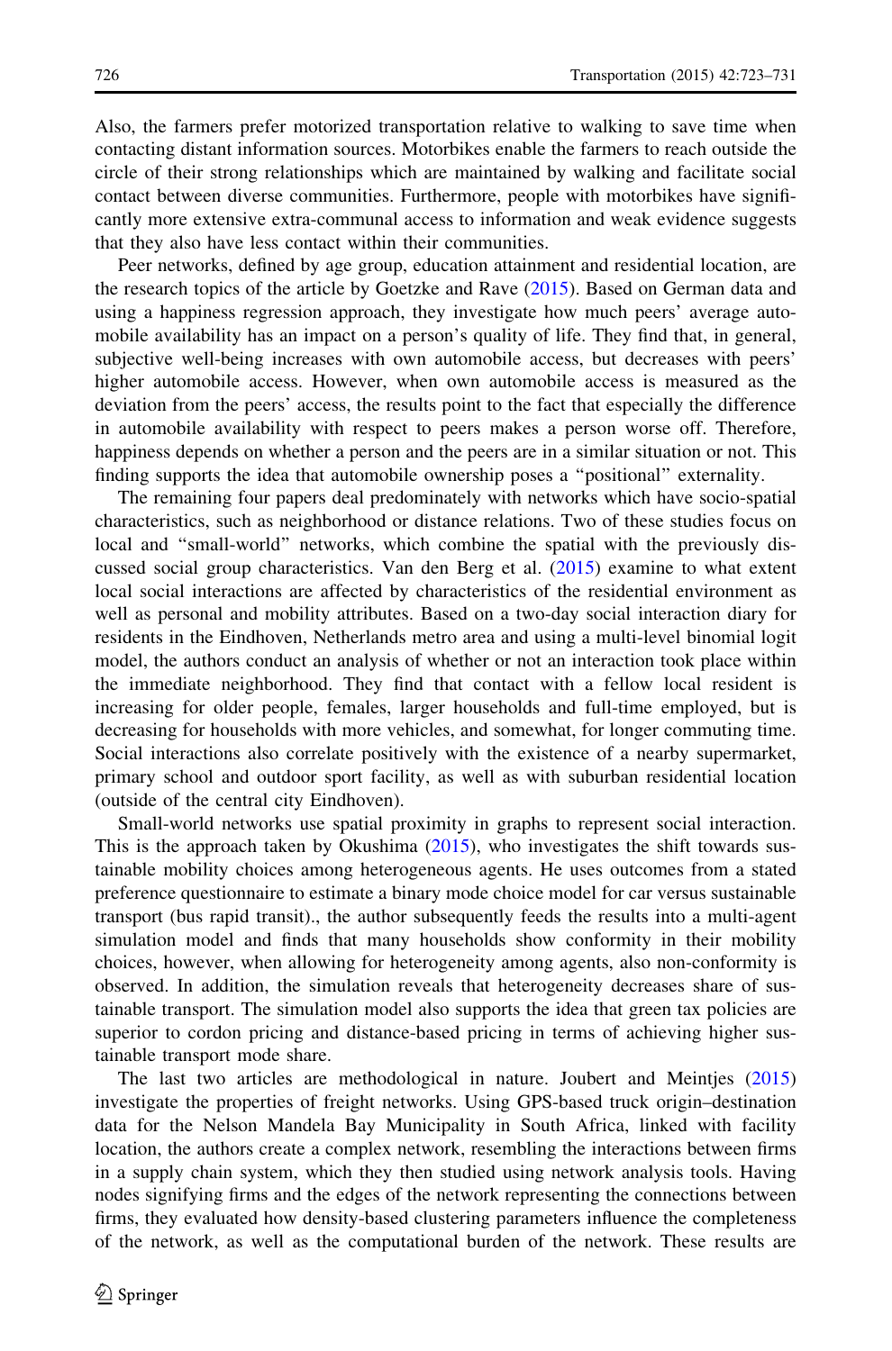Also, the farmers prefer motorized transportation relative to walking to save time when contacting distant information sources. Motorbikes enable the farmers to reach outside the circle of their strong relationships which are maintained by walking and facilitate social contact between diverse communities. Furthermore, people with motorbikes have significantly more extensive extra-communal access to information and weak evidence suggests that they also have less contact within their communities.

Peer networks, defined by age group, education attainment and residential location, are the research topics of the article by Goetzke and Rave (2015). Based on German data and using a happiness regression approach, they investigate how much peers' average automobile availability has an impact on a person's quality of life. They find that, in general, subjective well-being increases with own automobile access, but decreases with peers' higher automobile access. However, when own automobile access is measured as the deviation from the peers' access, the results point to the fact that especially the difference in automobile availability with respect to peers makes a person worse off. Therefore, happiness depends on whether a person and the peers are in a similar situation or not. This finding supports the idea that automobile ownership poses a "positional" externality.

The remaining four papers deal predominately with networks which have socio-spatial characteristics, such as neighborhood or distance relations. Two of these studies focus on local and "small-world" networks, which combine the spatial with the previously discussed social group characteristics. Van den Berg et al. (2015) examine to what extent local social interactions are affected by characteristics of the residential environment as well as personal and mobility attributes. Based on a two-day social interaction diary for residents in the Eindhoven, Netherlands metro area and using a multi-level binomial logit model, the authors conduct an analysis of whether or not an interaction took place within the immediate neighborhood. They find that contact with a fellow local resident is increasing for older people, females, larger households and full-time employed, but is decreasing for households with more vehicles, and somewhat, for longer commuting time. Social interactions also correlate positively with the existence of a nearby supermarket, primary school and outdoor sport facility, as well as with suburban residential location (outside of the central city Eindhoven).

Small-world networks use spatial proximity in graphs to represent social interaction. This is the approach taken by Okushima (2015), who investigates the shift towards sustainable mobility choices among heterogeneous agents. He uses outcomes from a stated preference questionnaire to estimate a binary mode choice model for car versus sustainable transport (bus rapid transit)., the author subsequently feeds the results into a multi-agent simulation model and finds that many households show conformity in their mobility choices, however, when allowing for heterogeneity among agents, also non-conformity is observed. In addition, the simulation reveals that heterogeneity decreases share of sustainable transport. The simulation model also supports the idea that green tax policies are superior to cordon pricing and distance-based pricing in terms of achieving higher sustainable transport mode share.

The last two articles are methodological in nature. Joubert and Meintjes (2015) investigate the properties of freight networks. Using GPS-based truck origin–destination data for the Nelson Mandela Bay Municipality in South Africa, linked with facility location, the authors create a complex network, resembling the interactions between firms in a supply chain system, which they then studied using network analysis tools. Having nodes signifying firms and the edges of the network representing the connections between firms, they evaluated how density-based clustering parameters influence the completeness of the network, as well as the computational burden of the network. These results are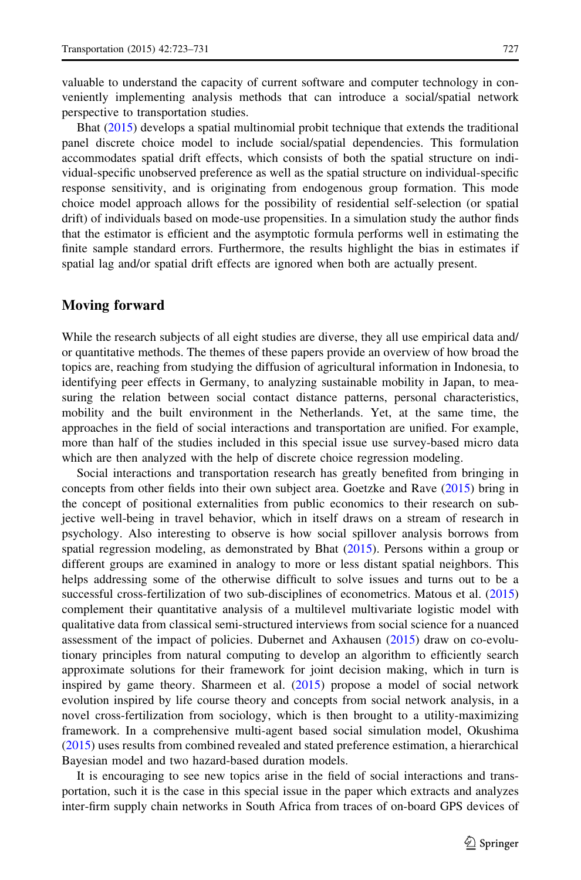valuable to understand the capacity of current software and computer technology in conveniently implementing analysis methods that can introduce a social/spatial network perspective to transportation studies.

Bhat (2015) develops a spatial multinomial probit technique that extends the traditional panel discrete choice model to include social/spatial dependencies. This formulation accommodates spatial drift effects, which consists of both the spatial structure on individual-specific unobserved preference as well as the spatial structure on individual-specific response sensitivity, and is originating from endogenous group formation. This mode choice model approach allows for the possibility of residential self-selection (or spatial drift) of individuals based on mode-use propensities. In a simulation study the author finds that the estimator is efficient and the asymptotic formula performs well in estimating the finite sample standard errors. Furthermore, the results highlight the bias in estimates if spatial lag and/or spatial drift effects are ignored when both are actually present.

## Moving forward

While the research subjects of all eight studies are diverse, they all use empirical data and/or quantitative methods. The themes of these papers provide an overview of how broad the topics are, reaching from studying the diffusion of agricultural information in Indonesia, to identifying peer effects in Germany, to analyzing sustainable mobility in Japan, to measuring the relation between social contact distance patterns, personal characteristics, mobility and the built environment in the Netherlands. Yet, at the same time, the approaches in the field of social interactions and transportation are unified. For example, more than half of the studies included in this special issue use survey-based micro data which are then analyzed with the help of discrete choice regression modeling.

Social interactions and transportation research has greatly benefited from bringing in concepts from other fields into their own subject area. Goetzke and Rave (2015) bring in the concept of positional externalities from public economics to their research on subjective well-being in travel behavior, which in itself draws on a stream of research in psychology. Also interesting to observe is how social spillover analysis borrows from spatial regression modeling, as demonstrated by Bhat (2015). Persons within a group or different groups are examined in analogy to more or less distant spatial neighbors. This helps addressing some of the otherwise difficult to solve issues and turns out to be a successful cross-fertilization of two sub-disciplines of econometrics. Matous et al. (2015) complement their quantitative analysis of a multilevel multivariate logistic model with qualitative data from classical semi-structured interviews from social science for a nuanced assessment of the impact of policies. Dubernet and Axhausen (2015) draw on co-evolutionary principles from natural computing to develop an algorithm to efficiently search approximate solutions for their framework for joint decision making, which in turn is inspired by game theory. Sharmeen et al. (2015) propose a model of social network evolution inspired by life course theory and concepts from social network analysis, in a novel cross-fertilization from sociology, which is then brought to a utility-maximizing framework. In a comprehensive multi-agent based social simulation model, Okushima (2015) uses results from combined revealed and stated preference estimation, a hierarchical Bayesian model and two hazard-based duration models.

It is encouraging to see new topics arise in the field of social interactions and transportation, such it is the case in this special issue in the paper which extracts and analyzes inter-firm supply chain networks in South Africa from traces of on-board GPS devices of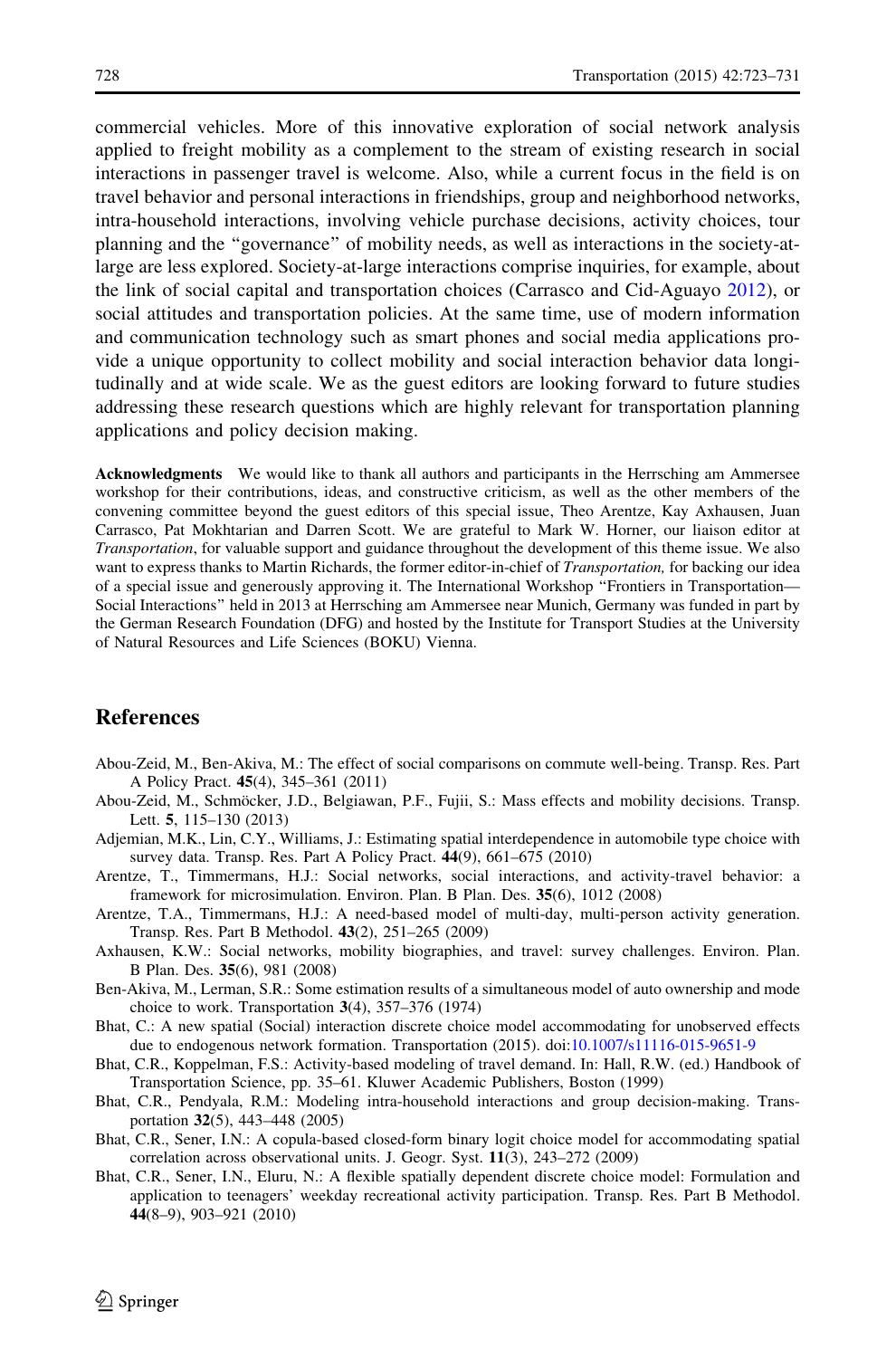commercial vehicles. More of this innovative exploration of social network analysis applied to freight mobility as a complement to the stream of existing research in social interactions in passenger travel is welcome. Also, while a current focus in the field is on travel behavior and personal interactions in friendships, group and neighborhood networks, intra-household interactions, involving vehicle purchase decisions, activity choices, tour planning and the "governance" of mobility needs, as well as interactions in the society-at-large are less explored. Society-at-large interactions comprise inquiries, for example, about the link of social capital and transportation choices (Carrasco and Cid-Aguayo 2012), or social attitudes and transportation policies. At the same time, use of modern information and communication technology such as smart phones and social media applications provide a unique opportunity to collect mobility and social interaction behavior data longitudinally and at wide scale. We as the guest editors are looking forward to future studies addressing these research questions which are highly relevant for transportation planning applications and policy decision making.

**Acknowledgments** We would like to thank all authors and participants in the Herrsching am Ammersee workshop for their contributions, ideas, and constructive criticism, as well as the other members of the convening committee beyond the guest editors of this special issue, Theo Arentze, Kay Axhausen, Juan Carrasco, Pat Mokhtarian and Darren Scott. We are grateful to Mark W. Horner, our liaison editor at *Transportation*, for valuable support and guidance throughout the development of this theme issue. We also want to express thanks to Martin Richards, the former editor-in-chief of *Transportation,* for backing our idea of a special issue and generously approving it. The International Workshop "Frontiers in Transportation—Social Interactions" held in 2013 at Herrsching am Ammersee near Munich, Germany was funded in part by the German Research Foundation (DFG) and hosted by the Institute for Transport Studies at the University of Natural Resources and Life Sciences (BOKU) Vienna.

## References

Abou-Zeid, M., Ben-Akiva, M.: The effect of social comparisons on commute well-being. Transp. Res. Part A Policy Pract. **45**(4), 345–361 (2011)

Abou-Zeid, M., Schmöcker, J.D., Belgiawan, P.F., Fujii, S.: Mass effects and mobility decisions. Transp. Lett. **5**, 115–130 (2013)

Adjemian, M.K., Lin, C.Y., Williams, J.: Estimating spatial interdependence in automobile type choice with survey data. Transp. Res. Part A Policy Pract. **44**(9), 661–675 (2010)

Arentze, T., Timmermans, H.J.: Social networks, social interactions, and activity-travel behavior: a framework for microsimulation. Environ. Plan. B Plan. Des. **35**(6), 1012 (2008)

Arentze, T.A., Timmermans, H.J.: A need-based model of multi-day, multi-person activity generation. Transp. Res. Part B Methodol. **43**(2), 251–265 (2009)

Axhausen, K.W.: Social networks, mobility biographies, and travel: survey challenges. Environ. Plan. B Plan. Des. **35**(6), 981 (2008)

Ben-Akiva, M., Lerman, S.R.: Some estimation results of a simultaneous model of auto ownership and mode choice to work. Transportation **3**(4), 357–376 (1974)

Bhat, C.: A new spatial (Social) interaction discrete choice model accommodating for unobserved effects due to endogenous network formation. Transportation (2015). doi:10.1007/s11116-015-9651-9

Bhat, C.R., Koppelman, F.S.: Activity-based modeling of travel demand. In: Hall, R.W. (ed.) Handbook of Transportation Science, pp. 35–61. Kluwer Academic Publishers, Boston (1999)

Bhat, C.R., Pendyala, R.M.: Modeling intra-household interactions and group decision-making. Transportation **32**(5), 443–448 (2005)

Bhat, C.R., Sener, I.N.: A copula-based closed-form binary logit choice model for accommodating spatial correlation across observational units. J. Geogr. Syst. **11**(3), 243–272 (2009)

Bhat, C.R., Sener, I.N., Eluru, N.: A flexible spatially dependent discrete choice model: Formulation and application to teenagers' weekday recreational activity participation. Transp. Res. Part B Methodol. **44**(8–9), 903–921 (2010)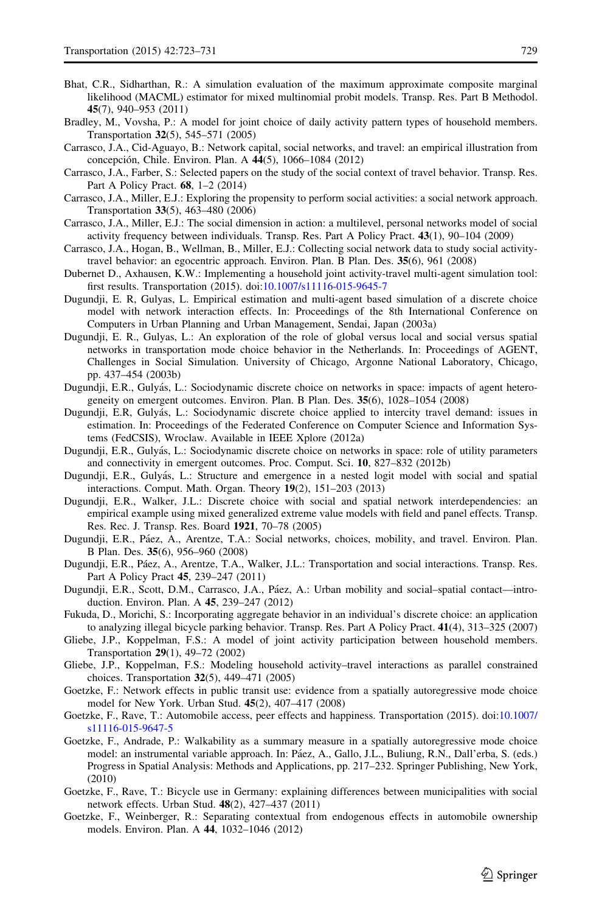Bhat, C.R., Sidharthan, R.: A simulation evaluation of the maximum approximate composite marginal likelihood (MACML) estimator for mixed multinomial probit models. Transp. Res. Part B Methodol. **45**(7), 940–953 (2011)

Bradley, M., Vovsha, P.: A model for joint choice of daily activity pattern types of household members. Transportation **32**(5), 545–571 (2005)

Carrasco, J.A., Cid-Aguayo, B.: Network capital, social networks, and travel: an empirical illustration from concepción, Chile. Environ. Plan. A **44**(5), 1066–1084 (2012)

Carrasco, J.A., Farber, S.: Selected papers on the study of the social context of travel behavior. Transp. Res. Part A Policy Pract. **68**, 1–2 (2014)

Carrasco, J.A., Miller, E.J.: Exploring the propensity to perform social activities: a social network approach. Transportation **33**(5), 463–480 (2006)

Carrasco, J.A., Miller, E.J.: The social dimension in action: a multilevel, personal networks model of social activity frequency between individuals. Transp. Res. Part A Policy Pract. **43**(1), 90–104 (2009)

Carrasco, J.A., Hogan, B., Wellman, B., Miller, E.J.: Collecting social network data to study social activity-travel behavior: an egocentric approach. Environ. Plan. B Plan. Des. **35**(6), 961 (2008)

Dubernet D., Axhausen, K.W.: Implementing a household joint activity-travel multi-agent simulation tool: first results. Transportation (2015). doi:10.1007/s11116-015-9645-7

Dugundji, E. R, Gulyas, L. Empirical estimation and multi-agent based simulation of a discrete choice model with network interaction effects. In: Proceedings of the 8th International Conference on Computers in Urban Planning and Urban Management, Sendai, Japan (2003a)

Dugundji, E. R., Gulyas, L.: An exploration of the role of global versus local and social versus spatial networks in transportation mode choice behavior in the Netherlands. In: Proceedings of AGENT, Challenges in Social Simulation. University of Chicago, Argonne National Laboratory, Chicago, pp. 437–454 (2003b)

Dugundji, E.R., Gulyás, L.: Sociodynamic discrete choice on networks in space: impacts of agent heterogeneity on emergent outcomes. Environ. Plan. B Plan. Des. **35**(6), 1028–1054 (2008)

Dugundji, E.R, Gulyás, L.: Sociodynamic discrete choice applied to intercity travel demand: issues in estimation. In: Proceedings of the Federated Conference on Computer Science and Information Systems (FedCSIS), Wroclaw. Available in IEEE Xplore (2012a)

Dugundji, E.R., Gulyás, L.: Sociodynamic discrete choice on networks in space: role of utility parameters and connectivity in emergent outcomes. Proc. Comput. Sci. **10**, 827–832 (2012b)

Dugundji, E.R., Gulyás, L.: Structure and emergence in a nested logit model with social and spatial interactions. Comput. Math. Organ. Theory **19**(2), 151–203 (2013)

Dugundji, E.R., Walker, J.L.: Discrete choice with social and spatial network interdependencies: an empirical example using mixed generalized extreme value models with field and panel effects. Transp. Res. Rec. J. Transp. Res. Board **1921**, 70–78 (2005)

Dugundji, E.R., Páez, A., Arentze, T.A.: Social networks, choices, mobility, and travel. Environ. Plan. B Plan. Des. **35**(6), 956–960 (2008)

Dugundji, E.R., Páez, A., Arentze, T.A., Walker, J.L.: Transportation and social interactions. Transp. Res. Part A Policy Pract **45**, 239–247 (2011)

Dugundji, E.R., Scott, D.M., Carrasco, J.A., Páez, A.: Urban mobility and social–spatial contact—introduction. Environ. Plan. A **45**, 239–247 (2012)

Fukuda, D., Morichi, S.: Incorporating aggregate behavior in an individual's discrete choice: an application to analyzing illegal bicycle parking behavior. Transp. Res. Part A Policy Pract. **41**(4), 313–325 (2007)

Gliebe, J.P., Koppelman, F.S.: A model of joint activity participation between household members. Transportation **29**(1), 49–72 (2002)

Gliebe, J.P., Koppelman, F.S.: Modeling household activity–travel interactions as parallel constrained choices. Transportation **32**(5), 449–471 (2005)

Goetzke, F.: Network effects in public transit use: evidence from a spatially autoregressive mode choice model for New York. Urban Stud. **45**(2), 407–417 (2008)

Goetzke, F., Rave, T.: Automobile access, peer effects and happiness. Transportation (2015). doi:10.1007/s11116-015-9647-5

Goetzke, F., Andrade, P.: Walkability as a summary measure in a spatially autoregressive mode choice model: an instrumental variable approach. In: Páez, A., Gallo, J.L., Buliung, R.N., Dall'erba, S. (eds.) Progress in Spatial Analysis: Methods and Applications, pp. 217–232. Springer Publishing, New York, (2010)

Goetzke, F., Rave, T.: Bicycle use in Germany: explaining differences between municipalities with social network effects. Urban Stud. **48**(2), 427–437 (2011)

Goetzke, F., Weinberger, R.: Separating contextual from endogenous effects in automobile ownership models. Environ. Plan. A **44**, 1032–1046 (2012)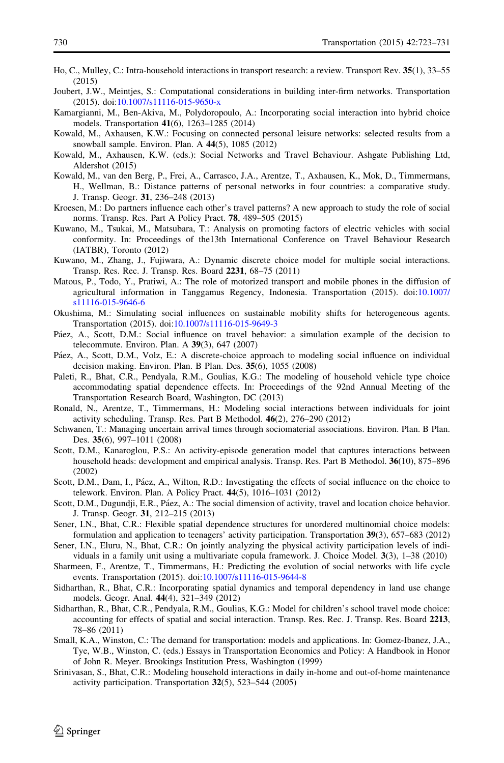Ho, C., Mulley, C.: Intra-household interactions in transport research: a review. Transport Rev. **35**(1), 33–55 (2015)

Joubert, J.W., Meintjes, S.: Computational considerations in building inter-firm networks. Transportation (2015). doi:10.1007/s11116-015-9650-x

Kamargianni, M., Ben-Akiva, M., Polydoropoulo, A.: Incorporating social interaction into hybrid choice models. Transportation **41**(6), 1263–1285 (2014)

Kowald, M., Axhausen, K.W.: Focusing on connected personal leisure networks: selected results from a snowball sample. Environ. Plan. A **44**(5), 1085 (2012)

Kowald, M., Axhausen, K.W. (eds.): Social Networks and Travel Behaviour. Ashgate Publishing Ltd, Aldershot (2015)

Kowald, M., van den Berg, P., Frei, A., Carrasco, J.A., Arentze, T., Axhausen, K., Mok, D., Timmermans, H., Wellman, B.: Distance patterns of personal networks in four countries: a comparative study. J. Transp. Geogr. **31**, 236–248 (2013)

Kroesen, M.: Do partners influence each other's travel patterns? A new approach to study the role of social norms. Transp. Res. Part A Policy Pract. **78**, 489–505 (2015)

Kuwano, M., Tsukai, M., Matsubara, T.: Analysis on promoting factors of electric vehicles with social conformity. In: Proceedings of the13th International Conference on Travel Behaviour Research (IATBR), Toronto (2012)

Kuwano, M., Zhang, J., Fujiwara, A.: Dynamic discrete choice model for multiple social interactions. Transp. Res. Rec. J. Transp. Res. Board **2231**, 68–75 (2011)

Matous, P., Todo, Y., Pratiwi, A.: The role of motorized transport and mobile phones in the diffusion of agricultural information in Tanggamus Regency, Indonesia. Transportation (2015). doi:10.1007/s11116-015-9646-6

Okushima, M.: Simulating social influences on sustainable mobility shifts for heterogeneous agents. Transportation (2015). doi:10.1007/s11116-015-9649-3

Páez, A., Scott, D.M.: Social influence on travel behavior: a simulation example of the decision to telecommute. Environ. Plan. A **39**(3), 647 (2007)

Páez, A., Scott, D.M., Volz, E.: A discrete-choice approach to modeling social influence on individual decision making. Environ. Plan. B Plan. Des. **35**(6), 1055 (2008)

Paleti, R., Bhat, C.R., Pendyala, R.M., Goulias, K.G.: The modeling of household vehicle type choice accommodating spatial dependence effects. In: Proceedings of the 92nd Annual Meeting of the Transportation Research Board, Washington, DC (2013)

Ronald, N., Arentze, T., Timmermans, H.: Modeling social interactions between individuals for joint activity scheduling. Transp. Res. Part B Methodol. **46**(2), 276–290 (2012)

Schwanen, T.: Managing uncertain arrival times through sociomaterial associations. Environ. Plan. B Plan. Des. **35**(6), 997–1011 (2008)

Scott, D.M., Kanaroglou, P.S.: An activity-episode generation model that captures interactions between household heads: development and empirical analysis. Transp. Res. Part B Methodol. **36**(10), 875–896 (2002)

Scott, D.M., Dam, I., Páez, A., Wilton, R.D.: Investigating the effects of social influence on the choice to telework. Environ. Plan. A Policy Pract. **44**(5), 1016–1031 (2012)

Scott, D.M., Dugundji, E.R., Páez, A.: The social dimension of activity, travel and location choice behavior. J. Transp. Geogr. **31**, 212–215 (2013)

Sener, I.N., Bhat, C.R.: Flexible spatial dependence structures for unordered multinomial choice models: formulation and application to teenagers' activity participation. Transportation **39**(3), 657–683 (2012)

Sener, I.N., Eluru, N., Bhat, C.R.: On jointly analyzing the physical activity participation levels of individuals in a family unit using a multivariate copula framework. J. Choice Model. **3**(3), 1–38 (2010)

Sharmeen, F., Arentze, T., Timmermans, H.: Predicting the evolution of social networks with life cycle events. Transportation (2015). doi:10.1007/s11116-015-9644-8

Sidharthan, R., Bhat, C.R.: Incorporating spatial dynamics and temporal dependency in land use change models. Geogr. Anal. **44**(4), 321–349 (2012)

Sidharthan, R., Bhat, C.R., Pendyala, R.M., Goulias, K.G.: Model for children's school travel mode choice: accounting for effects of spatial and social interaction. Transp. Res. Rec. J. Transp. Res. Board **2213**, 78–86 (2011)

Small, K.A., Winston, C.: The demand for transportation: models and applications. In: Gomez-Ibanez, J.A., Tye, W.B., Winston, C. (eds.) Essays in Transportation Economics and Policy: A Handbook in Honor of John R. Meyer. Brookings Institution Press, Washington (1999)

Srinivasan, S., Bhat, C.R.: Modeling household interactions in daily in-home and out-of-home maintenance activity participation. Transportation **32**(5), 523–544 (2005)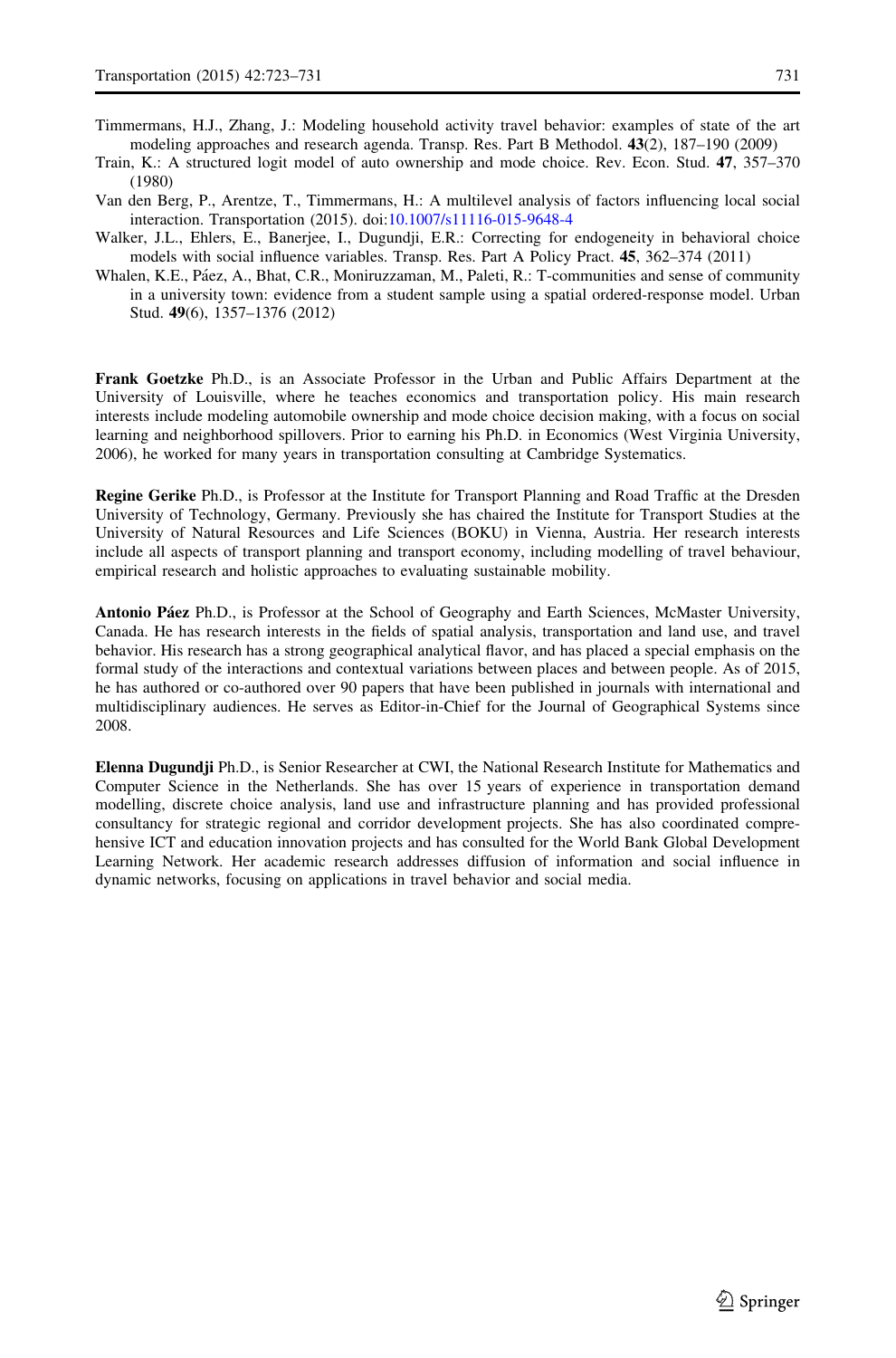Timmermans, H.J., Zhang, J.: Modeling household activity travel behavior: examples of state of the art modeling approaches and research agenda. Transp. Res. Part B Methodol. **43**(2), 187–190 (2009)

Train, K.: A structured logit model of auto ownership and mode choice. Rev. Econ. Stud. **47**, 357–370 (1980)

Van den Berg, P., Arentze, T., Timmermans, H.: A multilevel analysis of factors influencing local social interaction. Transportation (2015). doi:10.1007/s11116-015-9648-4

Walker, J.L., Ehlers, E., Banerjee, I., Dugundji, E.R.: Correcting for endogeneity in behavioral choice models with social influence variables. Transp. Res. Part A Policy Pract. **45**, 362–374 (2011)

Whalen, K.E., Páez, A., Bhat, C.R., Moniruzzaman, M., Paleti, R.: T-communities and sense of community in a university town: evidence from a student sample using a spatial ordered-response model. Urban Stud. **49**(6), 1357–1376 (2012)

**Frank Goetzke** Ph.D., is an Associate Professor in the Urban and Public Affairs Department at the University of Louisville, where he teaches economics and transportation policy. His main research interests include modeling automobile ownership and mode choice decision making, with a focus on social learning and neighborhood spillovers. Prior to earning his Ph.D. in Economics (West Virginia University, 2006), he worked for many years in transportation consulting at Cambridge Systematics.

**Regine Gerike** Ph.D., is Professor at the Institute for Transport Planning and Road Traffic at the Dresden University of Technology, Germany. Previously she has chaired the Institute for Transport Studies at the University of Natural Resources and Life Sciences (BOKU) in Vienna, Austria. Her research interests include all aspects of transport planning and transport economy, including modelling of travel behaviour, empirical research and holistic approaches to evaluating sustainable mobility.

**Antonio Páez** Ph.D., is Professor at the School of Geography and Earth Sciences, McMaster University, Canada. He has research interests in the fields of spatial analysis, transportation and land use, and travel behavior. His research has a strong geographical analytical flavor, and has placed a special emphasis on the formal study of the interactions and contextual variations between places and between people. As of 2015, he has authored or co-authored over 90 papers that have been published in journals with international and multidisciplinary audiences. He serves as Editor-in-Chief for the Journal of Geographical Systems since 2008.

**Elenna Dugundji** Ph.D., is Senior Researcher at CWI, the National Research Institute for Mathematics and Computer Science in the Netherlands. She has over 15 years of experience in transportation demand modelling, discrete choice analysis, land use and infrastructure planning and has provided professional consultancy for strategic regional and corridor development projects. She has also coordinated comprehensive ICT and education innovation projects and has consulted for the World Bank Global Development Learning Network. Her academic research addresses diffusion of information and social influence in dynamic networks, focusing on applications in travel behavior and social media.